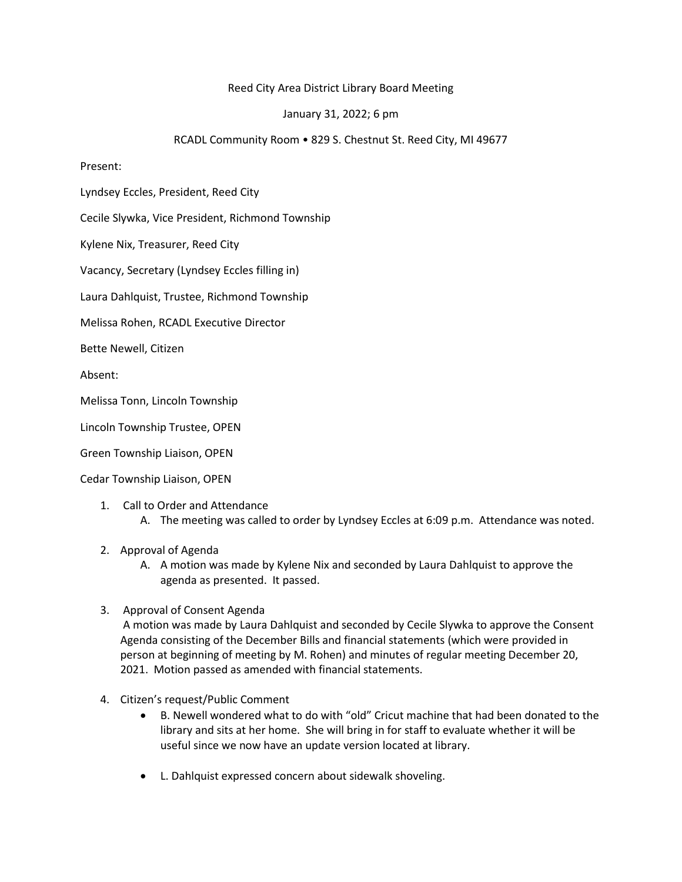Reed City Area District Library Board Meeting

January 31, 2022; 6 pm

RCADL Community Room • 829 S. Chestnut St. Reed City, MI 49677

Present:

Lyndsey Eccles, President, Reed City

Cecile Slywka, Vice President, Richmond Township

Kylene Nix, Treasurer, Reed City

Vacancy, Secretary (Lyndsey Eccles filling in)

Laura Dahlquist, Trustee, Richmond Township

Melissa Rohen, RCADL Executive Director

Bette Newell, Citizen

Absent:

Melissa Tonn, Lincoln Township

Lincoln Township Trustee, OPEN

Green Township Liaison, OPEN

Cedar Township Liaison, OPEN

1. Call to Order and Attendance
   A. The meeting was called to order by Lyndsey Eccles at 6:09 p.m. Attendance was noted.

2. Approval of Agenda
   A. A motion was made by Kylene Nix and seconded by Laura Dahlquist to approve the agenda as presented. It passed.

3. Approval of Consent Agenda
   A motion was made by Laura Dahlquist and seconded by Cecile Slywka to approve the Consent Agenda consisting of the December Bills and financial statements (which were provided in person at beginning of meeting by M. Rohen) and minutes of regular meeting December 20, 2021. Motion passed as amended with financial statements.

4. Citizen's request/Public Comment
   - B. Newell wondered what to do with "old" Cricut machine that had been donated to the library and sits at her home. She will bring in for staff to evaluate whether it will be useful since we now have an update version located at library.

   - L. Dahlquist expressed concern about sidewalk shoveling.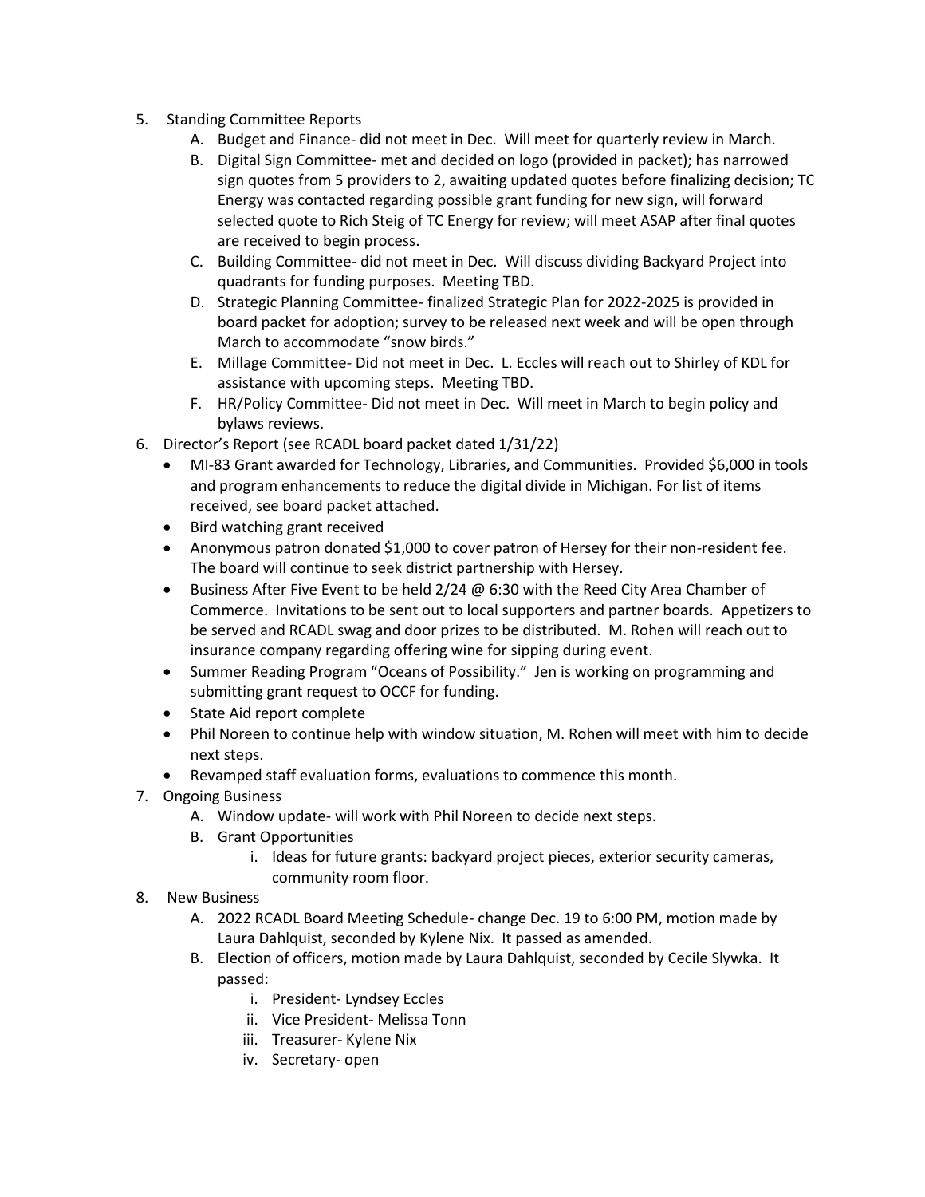5. Standing Committee Reports
    A. Budget and Finance- did not meet in Dec. Will meet for quarterly review in March.
    B. Digital Sign Committee- met and decided on logo (provided in packet); has narrowed sign quotes from 5 providers to 2, awaiting updated quotes before finalizing decision; TC Energy was contacted regarding possible grant funding for new sign, will forward selected quote to Rich Steig of TC Energy for review; will meet ASAP after final quotes are received to begin process.
    C. Building Committee- did not meet in Dec. Will discuss dividing Backyard Project into quadrants for funding purposes. Meeting TBD.
    D. Strategic Planning Committee- finalized Strategic Plan for 2022-2025 is provided in board packet for adoption; survey to be released next week and will be open through March to accommodate "snow birds."
    E. Millage Committee- Did not meet in Dec. L. Eccles will reach out to Shirley of KDL for assistance with upcoming steps. Meeting TBD.
    F. HR/Policy Committee- Did not meet in Dec. Will meet in March to begin policy and bylaws reviews.
6. Director's Report (see RCADL board packet dated 1/31/22)
    - MI-83 Grant awarded for Technology, Libraries, and Communities. Provided $6,000 in tools and program enhancements to reduce the digital divide in Michigan. For list of items received, see board packet attached.
    - Bird watching grant received
    - Anonymous patron donated $1,000 to cover patron of Hersey for their non-resident fee. The board will continue to seek district partnership with Hersey.
    - Business After Five Event to be held 2/24 @ 6:30 with the Reed City Area Chamber of Commerce. Invitations to be sent out to local supporters and partner boards. Appetizers to be served and RCADL swag and door prizes to be distributed. M. Rohen will reach out to insurance company regarding offering wine for sipping during event.
    - Summer Reading Program "Oceans of Possibility." Jen is working on programming and submitting grant request to OCCF for funding.
    - State Aid report complete
    - Phil Noreen to continue help with window situation, M. Rohen will meet with him to decide next steps.
    - Revamped staff evaluation forms, evaluations to commence this month.
7. Ongoing Business
    A. Window update- will work with Phil Noreen to decide next steps.
    B. Grant Opportunities
        i. Ideas for future grants: backyard project pieces, exterior security cameras, community room floor.
8. New Business
    A. 2022 RCADL Board Meeting Schedule- change Dec. 19 to 6:00 PM, motion made by Laura Dahlquist, seconded by Kylene Nix. It passed as amended.
    B. Election of officers, motion made by Laura Dahlquist, seconded by Cecile Slywka. It passed:
        i. President- Lyndsey Eccles
        ii. Vice President- Melissa Tonn
        iii. Treasurer- Kylene Nix
        iv. Secretary- open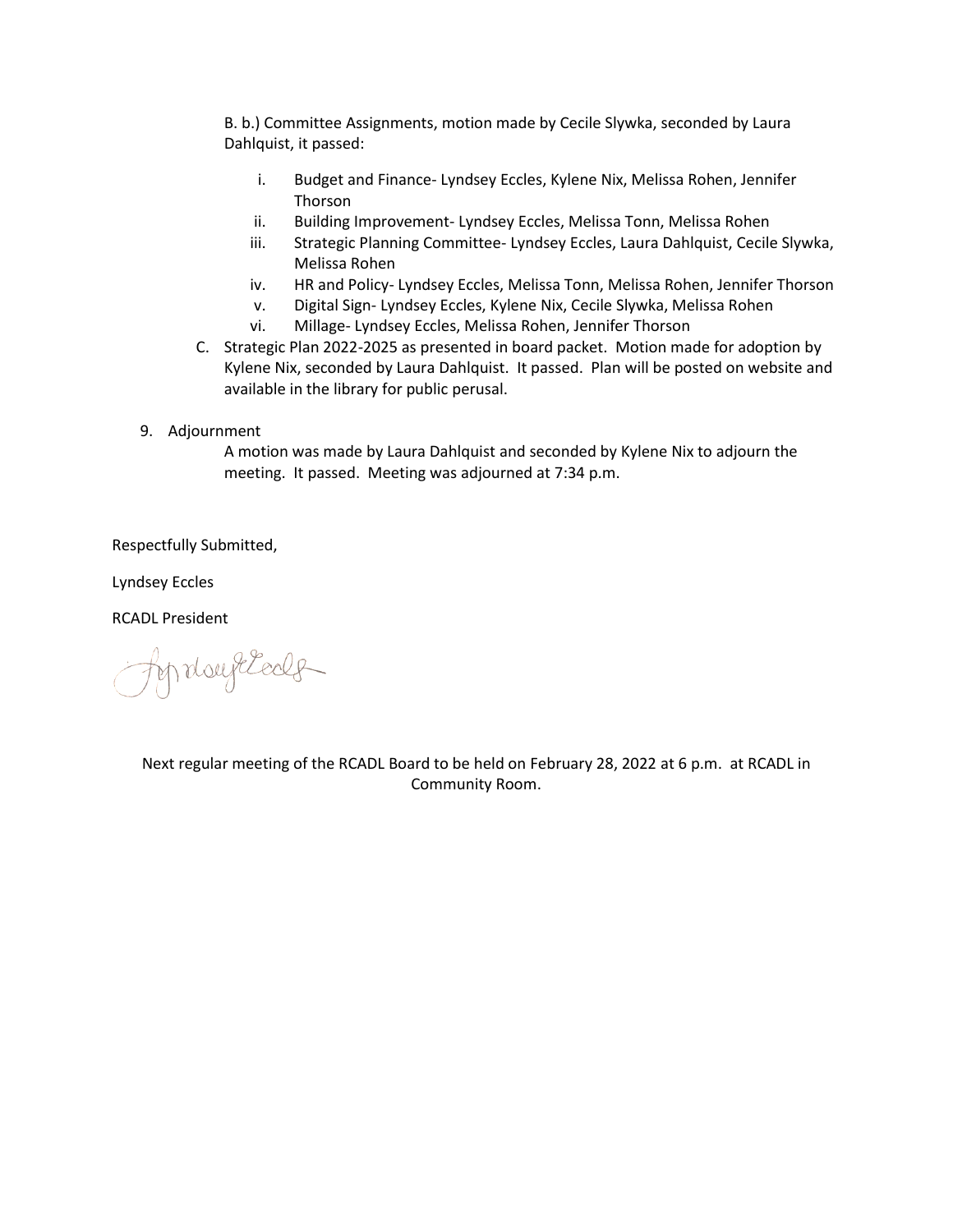B. b.) Committee Assignments, motion made by Cecile Slywka, seconded by Laura Dahlquist, it passed:

i. Budget and Finance- Lyndsey Eccles, Kylene Nix, Melissa Rohen, Jennifer Thorson
ii. Building Improvement- Lyndsey Eccles, Melissa Tonn, Melissa Rohen
iii. Strategic Planning Committee- Lyndsey Eccles, Laura Dahlquist, Cecile Slywka, Melissa Rohen
iv. HR and Policy- Lyndsey Eccles, Melissa Tonn, Melissa Rohen, Jennifer Thorson
v. Digital Sign- Lyndsey Eccles, Kylene Nix, Cecile Slywka, Melissa Rohen
vi. Millage- Lyndsey Eccles, Melissa Rohen, Jennifer Thorson

C. Strategic Plan 2022-2025 as presented in board packet. Motion made for adoption by Kylene Nix, seconded by Laura Dahlquist. It passed. Plan will be posted on website and available in the library for public perusal.

9. Adjournment

A motion was made by Laura Dahlquist and seconded by Kylene Nix to adjourn the meeting. It passed. Meeting was adjourned at 7:34 p.m.

Respectfully Submitted,

Lyndsey Eccles

RCADL President

Next regular meeting of the RCADL Board to be held on February 28, 2022 at 6 p.m. at RCADL in Community Room.